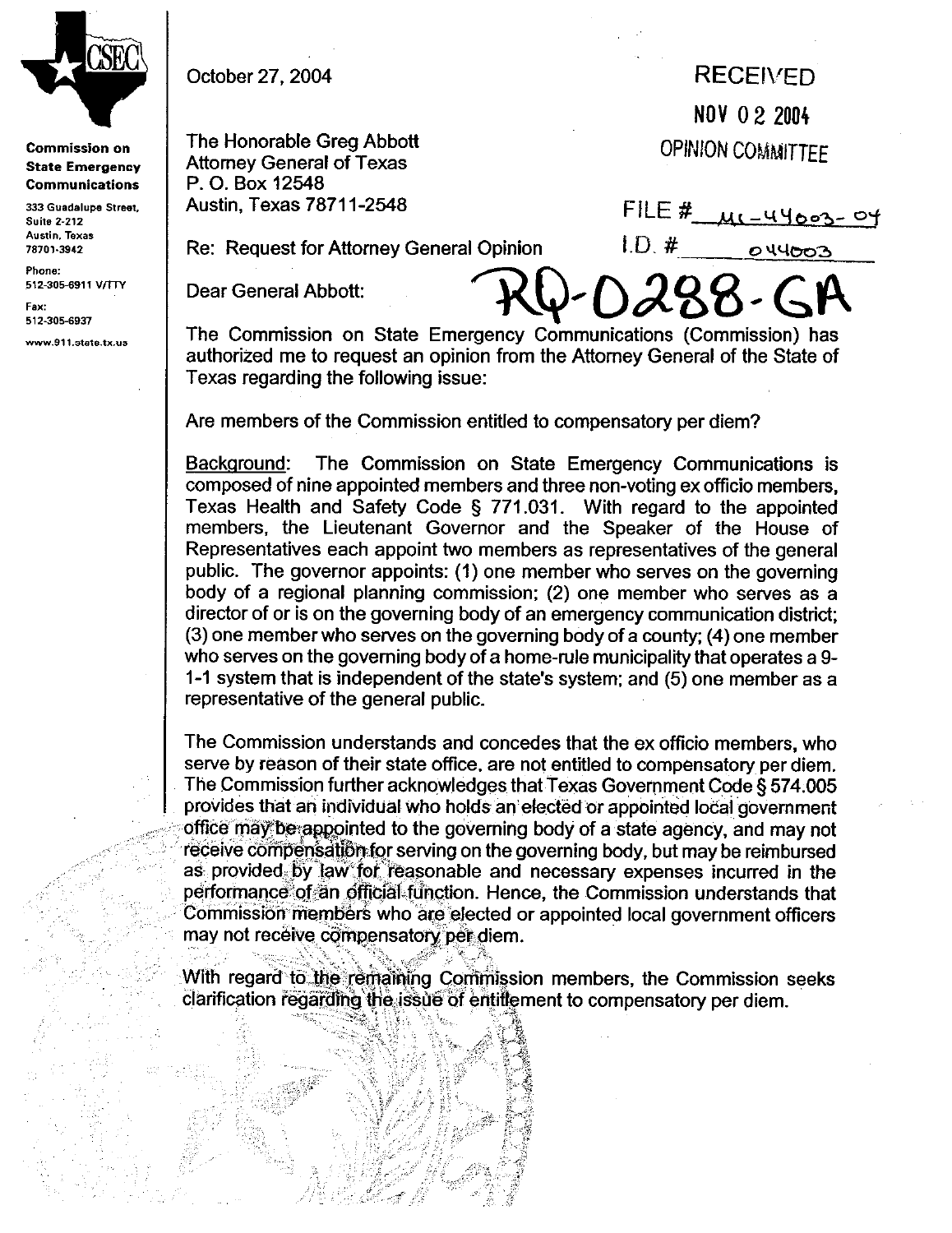**Commission on State Emergency Communications**

333 Guadalupe Street, Suite 2-212
Austin, Texas 78701-3942

Phone: 512-305-6911 V/TTY

Fax: 512-305-6937

www.911.state.tx.us

October 27, 2004

RECEIVED
NOV 02 2004
OPINION COMMITTEE

The Honorable Greg Abbott
Attorney General of Texas
P. O. Box 12548
Austin, Texas 78711-2548

FILE # ML-44003-04
I.D. # 044003

Re: Request for Attorney General Opinion

RQ-0288-GA

Dear General Abbott:

The Commission on State Emergency Communications (Commission) has authorized me to request an opinion from the Attorney General of the State of Texas regarding the following issue:

Are members of the Commission entitled to compensatory per diem?

Background: The Commission on State Emergency Communications is composed of nine appointed members and three non-voting ex officio members, Texas Health and Safety Code § 771.031. With regard to the appointed members, the Lieutenant Governor and the Speaker of the House of Representatives each appoint two members as representatives of the general public. The governor appoints: (1) one member who serves on the governing body of a regional planning commission; (2) one member who serves as a director of or is on the governing body of an emergency communication district; (3) one member who serves on the governing body of a county; (4) one member who serves on the governing body of a home-rule municipality that operates a 9-1-1 system that is independent of the state's system; and (5) one member as a representative of the general public.

The Commission understands and concedes that the ex officio members, who serve by reason of their state office, are not entitled to compensatory per diem. The Commission further acknowledges that Texas Government Code § 574.005 provides that an individual who holds an elected or appointed local government office may be appointed to the governing body of a state agency, and may not receive compensation for serving on the governing body, but may be reimbursed as provided by law for reasonable and necessary expenses incurred in the performance of an official function. Hence, the Commission understands that Commission members who are elected or appointed local government officers may not receive compensatory per diem.

With regard to the remaining Commission members, the Commission seeks clarification regarding the issue of entitlement to compensatory per diem.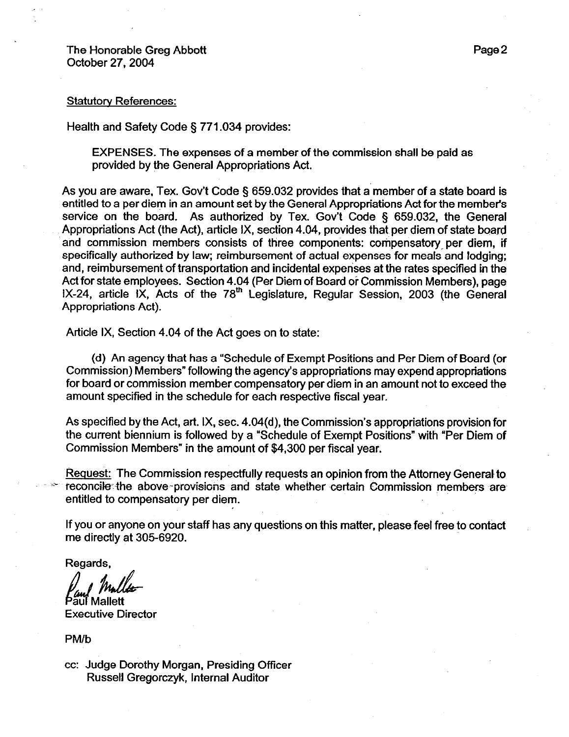The Honorable Greg Abbott
October 27, 2004

Statutory References:

Health and Safety Code § 771.034 provides:

> EXPENSES. The expenses of a member of the commission shall be paid as provided by the General Appropriations Act.

As you are aware, Tex. Gov't Code § 659.032 provides that a member of a state board is entitled to a per diem in an amount set by the General Appropriations Act for the member's service on the board. As authorized by Tex. Gov't Code § 659.032, the General Appropriations Act (the Act), article IX, section 4.04, provides that per diem of state board and commission members consists of three components: compensatory per diem, if specifically authorized by law; reimbursement of actual expenses for meals and lodging; and, reimbursement of transportation and incidental expenses at the rates specified in the Act for state employees. Section 4.04 (Per Diem of Board or Commission Members), page IX-24, article IX, Acts of the 78th Legislature, Regular Session, 2003 (the General Appropriations Act).

Article IX, Section 4.04 of the Act goes on to state:

> (d) An agency that has a "Schedule of Exempt Positions and Per Diem of Board (or Commission) Members" following the agency's appropriations may expend appropriations for board or commission member compensatory per diem in an amount not to exceed the amount specified in the schedule for each respective fiscal year.

As specified by the Act, art. IX, sec. 4.04(d), the Commission's appropriations provision for the current biennium is followed by a "Schedule of Exempt Positions" with "Per Diem of Commission Members" in the amount of $4,300 per fiscal year.

Request: The Commission respectfully requests an opinion from the Attorney General to reconcile the above provisions and state whether certain Commission members are entitled to compensatory per diem.

If you or anyone on your staff has any questions on this matter, please feel free to contact me directly at 305-6920.

Regards,

Paul Mallett
Executive Director

PM/b

cc: Judge Dorothy Morgan, Presiding Officer
Russell Gregorczyk, Internal Auditor